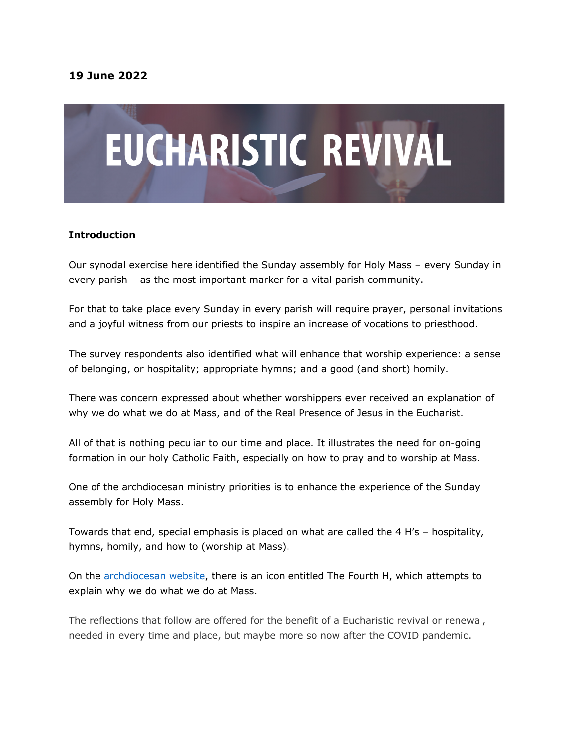**19 June 2022**

# EUCHARISTIC REVIVAL

**Introduction**

Our synodal exercise here identified the Sunday assembly for Holy Mass – every Sunday in every parish – as the most important marker for a vital parish community.

For that to take place every Sunday in every parish will require prayer, personal invitations and a joyful witness from our priests to inspire an increase of vocations to priesthood.

The survey respondents also identified what will enhance that worship experience: a sense of belonging, or hospitality; appropriate hymns; and a good (and short) homily.

There was concern expressed about whether worshippers ever received an explanation of why we do what we do at Mass, and of the Real Presence of Jesus in the Eucharist.

All of that is nothing peculiar to our time and place. It illustrates the need for on-going formation in our holy Catholic Faith, especially on how to pray and to worship at Mass.

One of the archdiocesan ministry priorities is to enhance the experience of the Sunday assembly for Holy Mass.

Towards that end, special emphasis is placed on what are called the 4 H's – hospitality, hymns, homily, and how to (worship at Mass).

On the archdiocesan website, there is an icon entitled The Fourth H, which attempts to explain why we do what we do at Mass.

The reflections that follow are offered for the benefit of a Eucharistic revival or renewal, needed in every time and place, but maybe more so now after the COVID pandemic.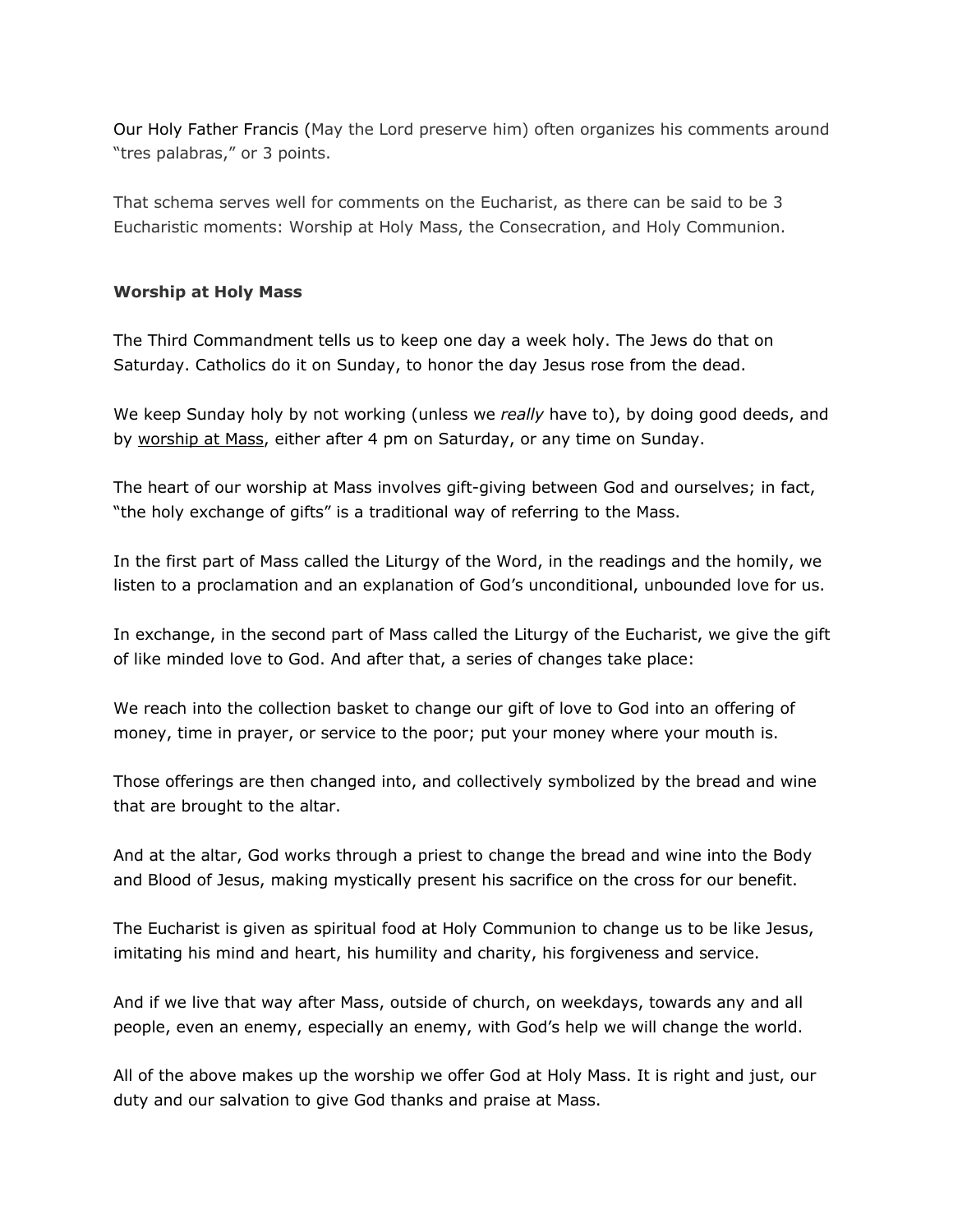Our Holy Father Francis (May the Lord preserve him) often organizes his comments around "tres palabras," or 3 points.

That schema serves well for comments on the Eucharist, as there can be said to be 3 Eucharistic moments: Worship at Holy Mass, the Consecration, and Holy Communion.

**Worship at Holy Mass**

The Third Commandment tells us to keep one day a week holy. The Jews do that on Saturday. Catholics do it on Sunday, to honor the day Jesus rose from the dead.

We keep Sunday holy by not working (unless we *really* have to), by doing good deeds, and by worship at Mass, either after 4 pm on Saturday, or any time on Sunday.

The heart of our worship at Mass involves gift-giving between God and ourselves; in fact, "the holy exchange of gifts" is a traditional way of referring to the Mass.

In the first part of Mass called the Liturgy of the Word, in the readings and the homily, we listen to a proclamation and an explanation of God's unconditional, unbounded love for us.

In exchange, in the second part of Mass called the Liturgy of the Eucharist, we give the gift of like minded love to God. And after that, a series of changes take place:

We reach into the collection basket to change our gift of love to God into an offering of money, time in prayer, or service to the poor; put your money where your mouth is.

Those offerings are then changed into, and collectively symbolized by the bread and wine that are brought to the altar.

And at the altar, God works through a priest to change the bread and wine into the Body and Blood of Jesus, making mystically present his sacrifice on the cross for our benefit.

The Eucharist is given as spiritual food at Holy Communion to change us to be like Jesus, imitating his mind and heart, his humility and charity, his forgiveness and service.

And if we live that way after Mass, outside of church, on weekdays, towards any and all people, even an enemy, especially an enemy, with God's help we will change the world.

All of the above makes up the worship we offer God at Holy Mass. It is right and just, our duty and our salvation to give God thanks and praise at Mass.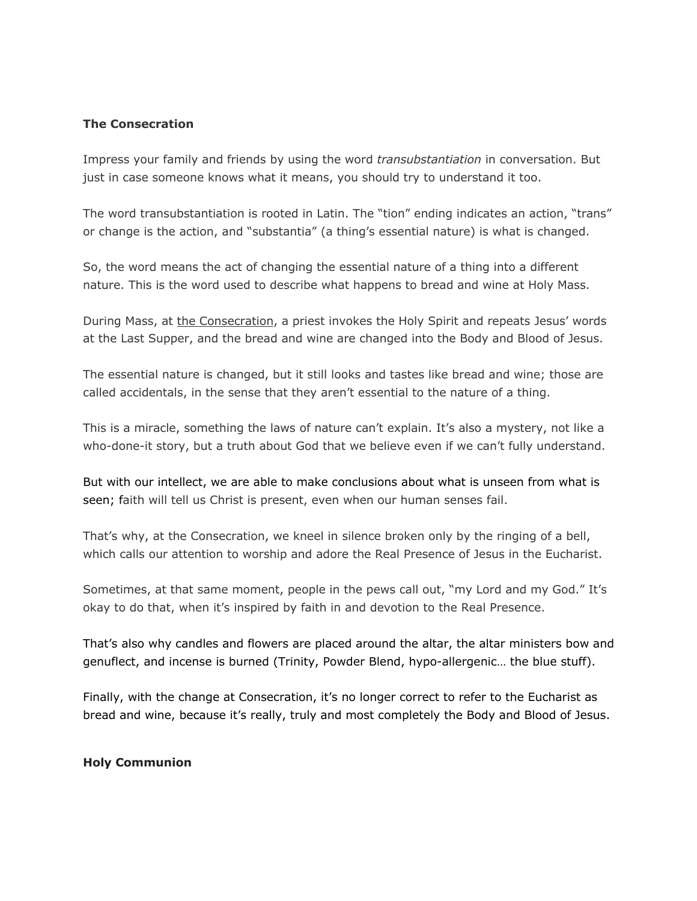**The Consecration**

Impress your family and friends by using the word *transubstantiation* in conversation. But just in case someone knows what it means, you should try to understand it too.

The word transubstantiation is rooted in Latin. The "tion" ending indicates an action, "trans" or change is the action, and "substantia" (a thing's essential nature) is what is changed.

So, the word means the act of changing the essential nature of a thing into a different nature. This is the word used to describe what happens to bread and wine at Holy Mass.

During Mass, at the Consecration, a priest invokes the Holy Spirit and repeats Jesus' words at the Last Supper, and the bread and wine are changed into the Body and Blood of Jesus.

The essential nature is changed, but it still looks and tastes like bread and wine; those are called accidentals, in the sense that they aren't essential to the nature of a thing.

This is a miracle, something the laws of nature can't explain. It's also a mystery, not like a who-done-it story, but a truth about God that we believe even if we can't fully understand.

But with our intellect, we are able to make conclusions about what is unseen from what is seen; faith will tell us Christ is present, even when our human senses fail.

That's why, at the Consecration, we kneel in silence broken only by the ringing of a bell, which calls our attention to worship and adore the Real Presence of Jesus in the Eucharist.

Sometimes, at that same moment, people in the pews call out, "my Lord and my God." It's okay to do that, when it's inspired by faith in and devotion to the Real Presence.

That's also why candles and flowers are placed around the altar, the altar ministers bow and genuflect, and incense is burned (Trinity, Powder Blend, hypo-allergenic… the blue stuff).

Finally, with the change at Consecration, it's no longer correct to refer to the Eucharist as bread and wine, because it's really, truly and most completely the Body and Blood of Jesus.

**Holy Communion**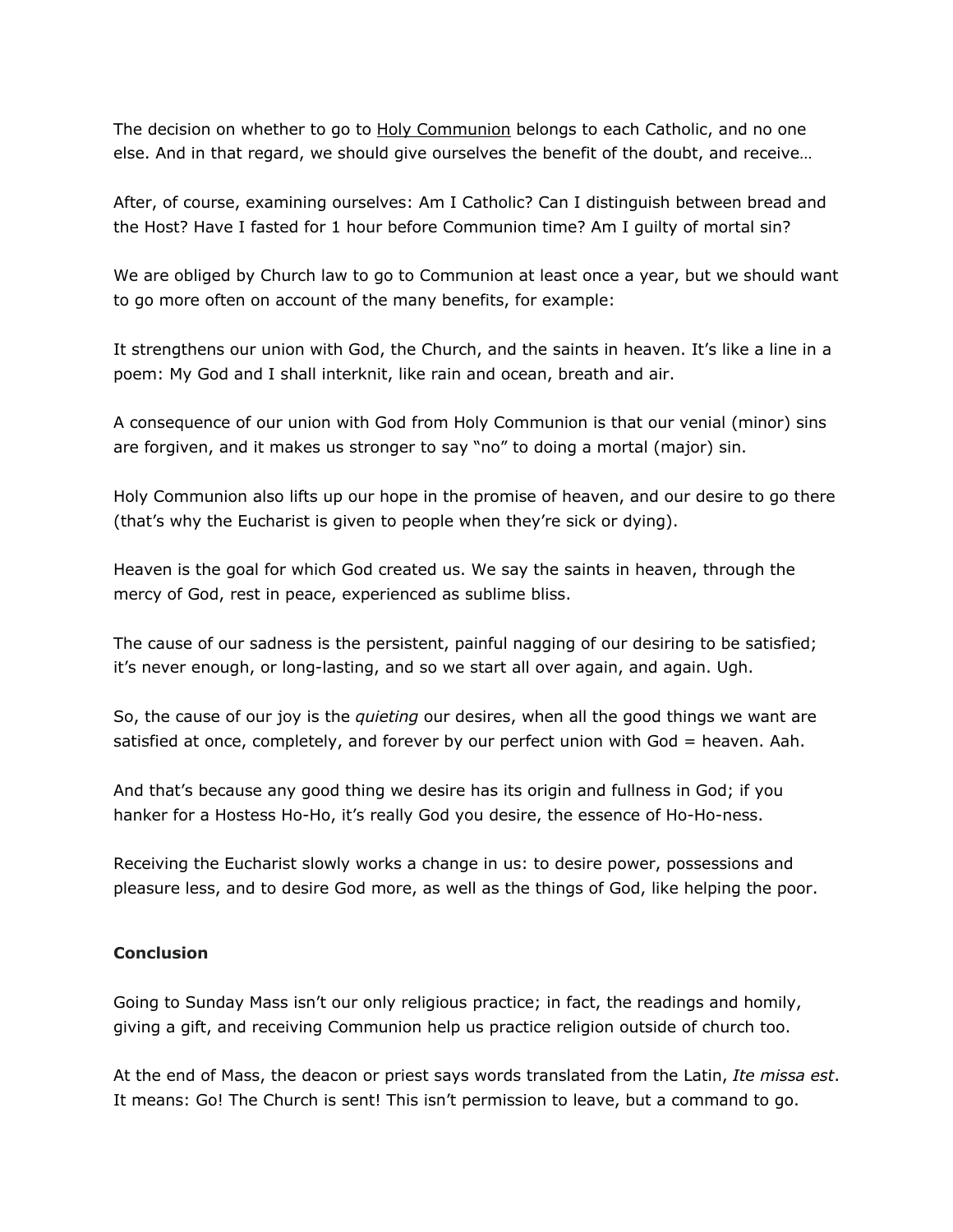The decision on whether to go to Holy Communion belongs to each Catholic, and no one else. And in that regard, we should give ourselves the benefit of the doubt, and receive…

After, of course, examining ourselves: Am I Catholic? Can I distinguish between bread and the Host? Have I fasted for 1 hour before Communion time? Am I guilty of mortal sin?

We are obliged by Church law to go to Communion at least once a year, but we should want to go more often on account of the many benefits, for example:

It strengthens our union with God, the Church, and the saints in heaven. It's like a line in a poem: My God and I shall interknit, like rain and ocean, breath and air.

A consequence of our union with God from Holy Communion is that our venial (minor) sins are forgiven, and it makes us stronger to say "no" to doing a mortal (major) sin.

Holy Communion also lifts up our hope in the promise of heaven, and our desire to go there (that's why the Eucharist is given to people when they're sick or dying).

Heaven is the goal for which God created us. We say the saints in heaven, through the mercy of God, rest in peace, experienced as sublime bliss.

The cause of our sadness is the persistent, painful nagging of our desiring to be satisfied; it's never enough, or long-lasting, and so we start all over again, and again. Ugh.

So, the cause of our joy is the *quieting* our desires, when all the good things we want are satisfied at once, completely, and forever by our perfect union with God = heaven. Aah.

And that's because any good thing we desire has its origin and fullness in God; if you hanker for a Hostess Ho-Ho, it's really God you desire, the essence of Ho-Ho-ness.

Receiving the Eucharist slowly works a change in us: to desire power, possessions and pleasure less, and to desire God more, as well as the things of God, like helping the poor.

**Conclusion**

Going to Sunday Mass isn't our only religious practice; in fact, the readings and homily, giving a gift, and receiving Communion help us practice religion outside of church too.

At the end of Mass, the deacon or priest says words translated from the Latin, *Ite missa est*. It means: Go! The Church is sent! This isn't permission to leave, but a command to go.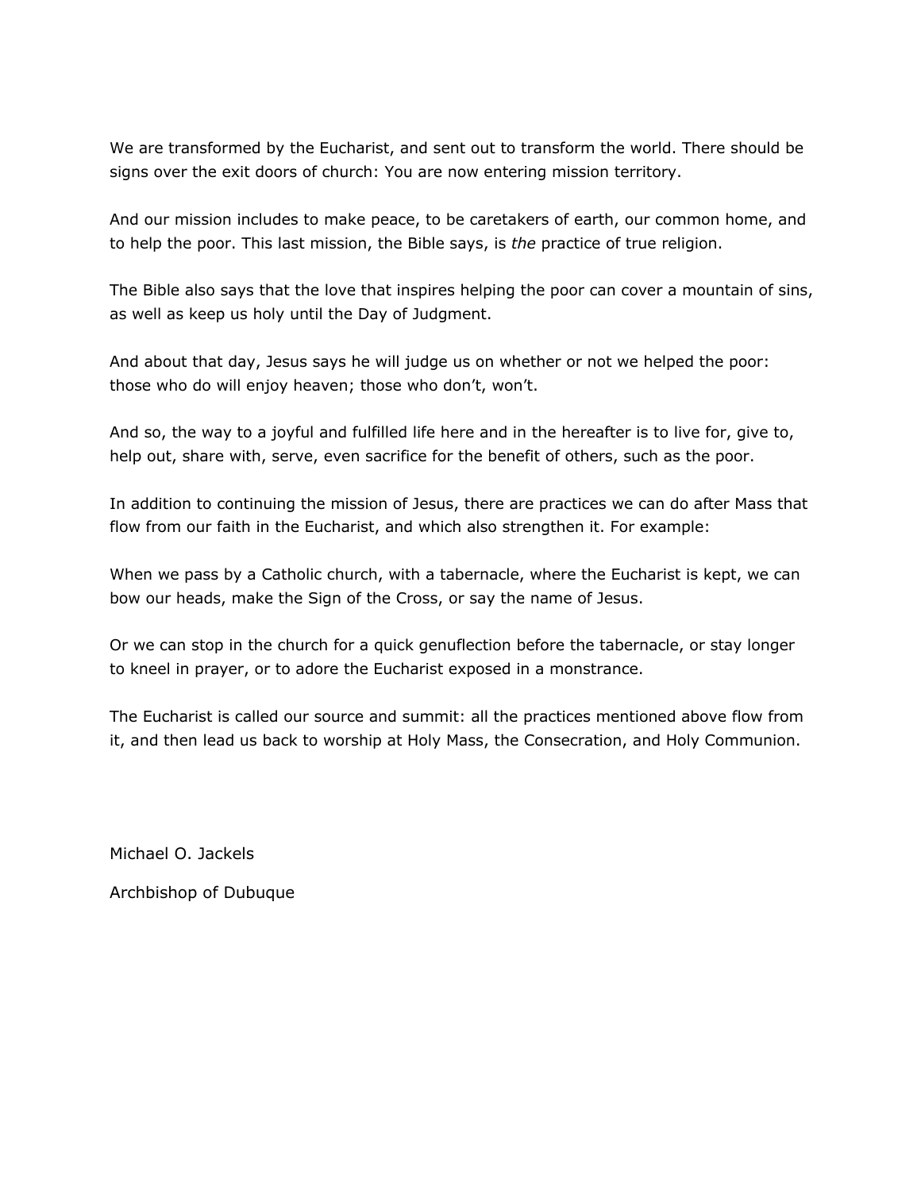We are transformed by the Eucharist, and sent out to transform the world. There should be signs over the exit doors of church: You are now entering mission territory.

And our mission includes to make peace, to be caretakers of earth, our common home, and to help the poor. This last mission, the Bible says, is *the* practice of true religion.

The Bible also says that the love that inspires helping the poor can cover a mountain of sins, as well as keep us holy until the Day of Judgment.

And about that day, Jesus says he will judge us on whether or not we helped the poor: those who do will enjoy heaven; those who don't, won't.

And so, the way to a joyful and fulfilled life here and in the hereafter is to live for, give to, help out, share with, serve, even sacrifice for the benefit of others, such as the poor.

In addition to continuing the mission of Jesus, there are practices we can do after Mass that flow from our faith in the Eucharist, and which also strengthen it. For example:

When we pass by a Catholic church, with a tabernacle, where the Eucharist is kept, we can bow our heads, make the Sign of the Cross, or say the name of Jesus.

Or we can stop in the church for a quick genuflection before the tabernacle, or stay longer to kneel in prayer, or to adore the Eucharist exposed in a monstrance.

The Eucharist is called our source and summit: all the practices mentioned above flow from it, and then lead us back to worship at Holy Mass, the Consecration, and Holy Communion.

Michael O. Jackels

Archbishop of Dubuque